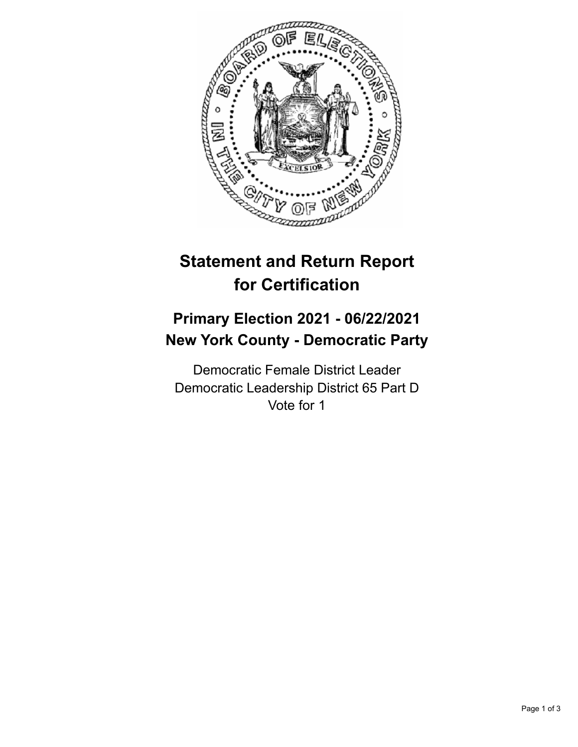# Statement and Return Report for Certification

## Primary Election 2021 - 06/22/2021
## New York County - Democratic Party

Democratic Female District Leader
Democratic Leadership District 65 Part D
Vote for 1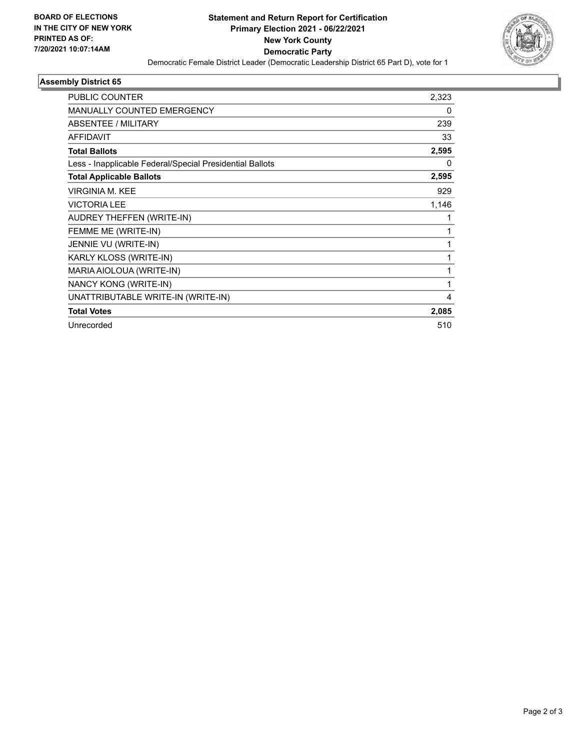**BOARD OF ELECTIONS IN THE CITY OF NEW YORK PRINTED AS OF: 7/20/2021 10:07:14AM**

# Statement and Return Report for Certification
## Primary Election 2021 - 06/22/2021
## New York County
## Democratic Party

Democratic Female District Leader (Democratic Leadership District 65 Part D), vote for 1

### Assembly District 65

| | |
|---|---|
| PUBLIC COUNTER | 2,323 |
| MANUALLY COUNTED EMERGENCY | 0 |
| ABSENTEE / MILITARY | 239 |
| AFFIDAVIT | 33 |
| **Total Ballots** | **2,595** |
| Less - Inapplicable Federal/Special Presidential Ballots | 0 |
| **Total Applicable Ballots** | **2,595** |
| VIRGINIA M. KEE | 929 |
| VICTORIA LEE | 1,146 |
| AUDREY THEFFEN (WRITE-IN) | 1 |
| FEMME ME (WRITE-IN) | 1 |
| JENNIE VU (WRITE-IN) | 1 |
| KARLY KLOSS (WRITE-IN) | 1 |
| MARIA AIOLOUA (WRITE-IN) | 1 |
| NANCY KONG (WRITE-IN) | 1 |
| UNATTRIBUTABLE WRITE-IN (WRITE-IN) | 4 |
| **Total Votes** | **2,085** |
| Unrecorded | 510 |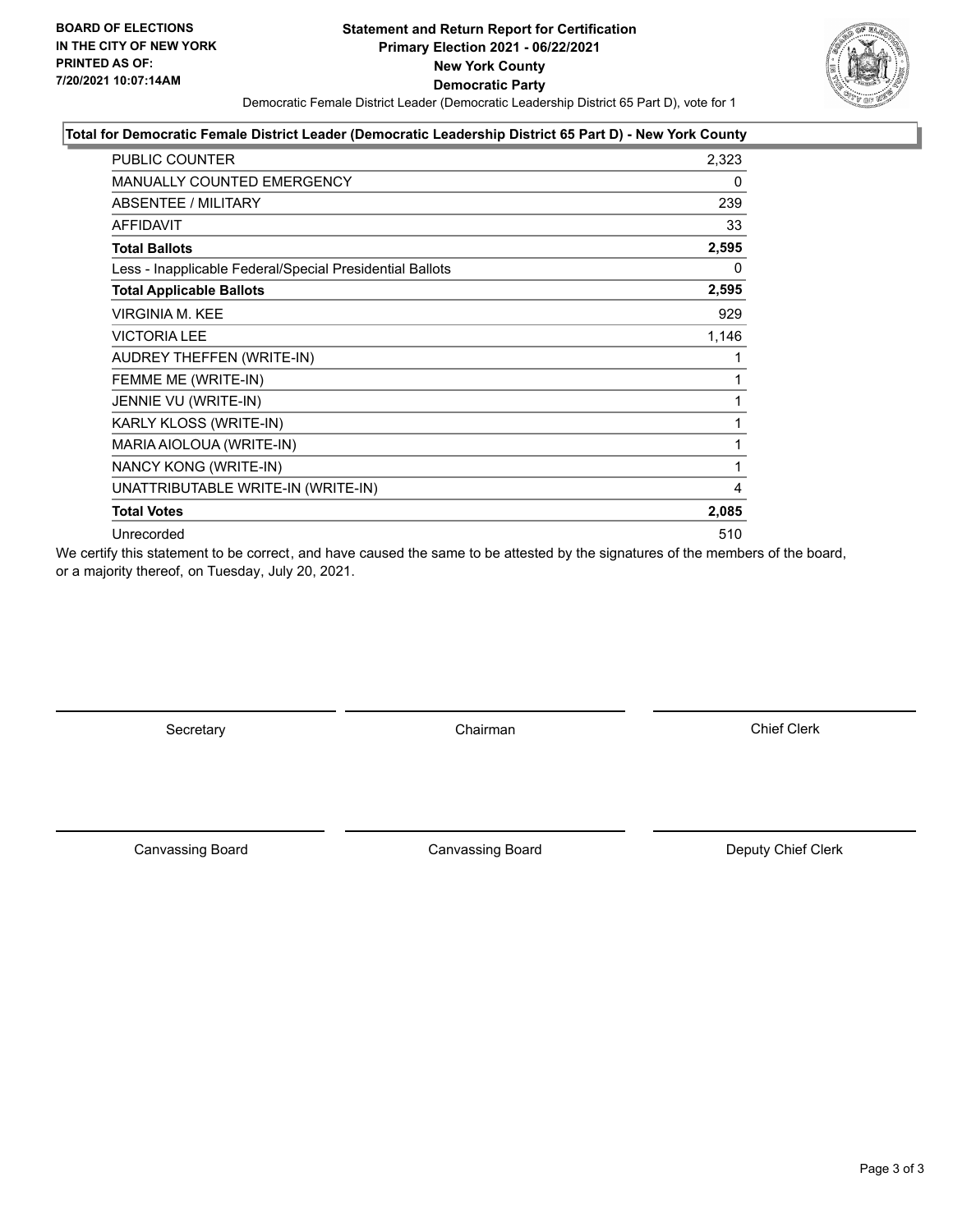**BOARD OF ELECTIONS IN THE CITY OF NEW YORK PRINTED AS OF: 7/20/2021 10:07:14AM**

**Statement and Return Report for Certification**
**Primary Election 2021 - 06/22/2021**
**New York County**
**Democratic Party**

Democratic Female District Leader (Democratic Leadership District 65 Part D), vote for 1

**Total for Democratic Female District Leader (Democratic Leadership District 65 Part D) - New York County**

| | |
|---|---|
| PUBLIC COUNTER | 2,323 |
| MANUALLY COUNTED EMERGENCY | 0 |
| ABSENTEE / MILITARY | 239 |
| AFFIDAVIT | 33 |
| **Total Ballots** | **2,595** |
| Less - Inapplicable Federal/Special Presidential Ballots | 0 |
| **Total Applicable Ballots** | **2,595** |
| VIRGINIA M. KEE | 929 |
| VICTORIA LEE | 1,146 |
| AUDREY THEFFEN (WRITE-IN) | 1 |
| FEMME ME (WRITE-IN) | 1 |
| JENNIE VU (WRITE-IN) | 1 |
| KARLY KLOSS (WRITE-IN) | 1 |
| MARIA AIOLOUA (WRITE-IN) | 1 |
| NANCY KONG (WRITE-IN) | 1 |
| UNATTRIBUTABLE WRITE-IN (WRITE-IN) | 4 |
| **Total Votes** | **2,085** |
| Unrecorded | 510 |

We certify this statement to be correct, and have caused the same to be attested by the signatures of the members of the board, or a majority thereof, on Tuesday, July 20, 2021.

Secretary

Chairman

Chief Clerk

Canvassing Board

Canvassing Board

Deputy Chief Clerk